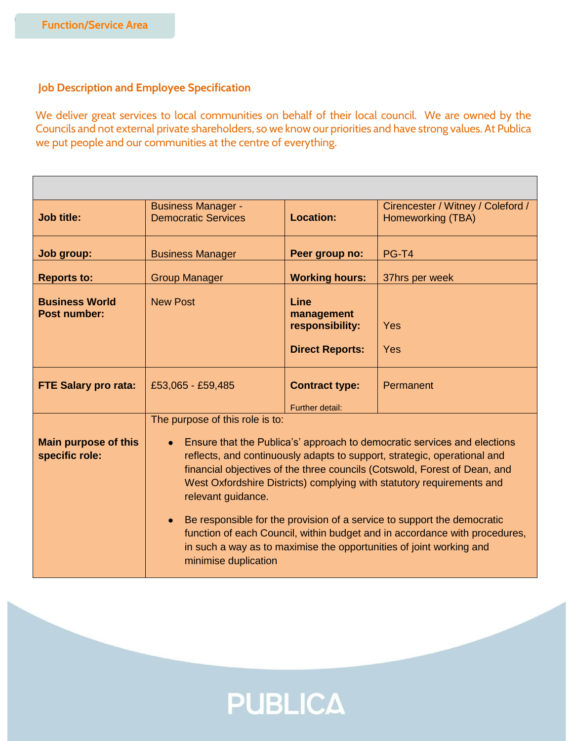Function/Service Area

## Job Description and Employee Specification

We deliver great services to local communities on behalf of their local council. We are owned by the Councils and not external private shareholders, so we know our priorities and have strong values. At Publica we put people and our communities at the centre of everything.

| | | | |
|---|---|---|---|
| **Job title:** | Business Manager - Democratic Services | **Location:** | Cirencester / Witney / Coleford / Homeworking (TBA) |
| **Job group:** | Business Manager | **Peer group no:** | PG-T4 |
| **Reports to:** | Group Manager | **Working hours:** | 37hrs per week |
| **Business World Post number:** | New Post | **Line management responsibility:**<br><br>**Direct Reports:** | Yes<br><br>Yes |
| **FTE Salary pro rata:** | £53,065 - £59,485 | **Contract type:**<br><br>Further detail: | Permanent |
| **Main purpose of this specific role:** | The purpose of this role is to:<br><br>• Ensure that the Publica's' approach to democratic services and elections reflects, and continuously adapts to support, strategic, operational and financial objectives of the three councils (Cotswold, Forest of Dean, and West Oxfordshire Districts) complying with statutory requirements and relevant guidance.<br><br>• Be responsible for the provision of a service to support the democratic function of each Council, within budget and in accordance with procedures, in such a way as to maximise the opportunities of joint working and minimise duplication | | |

PUBLICA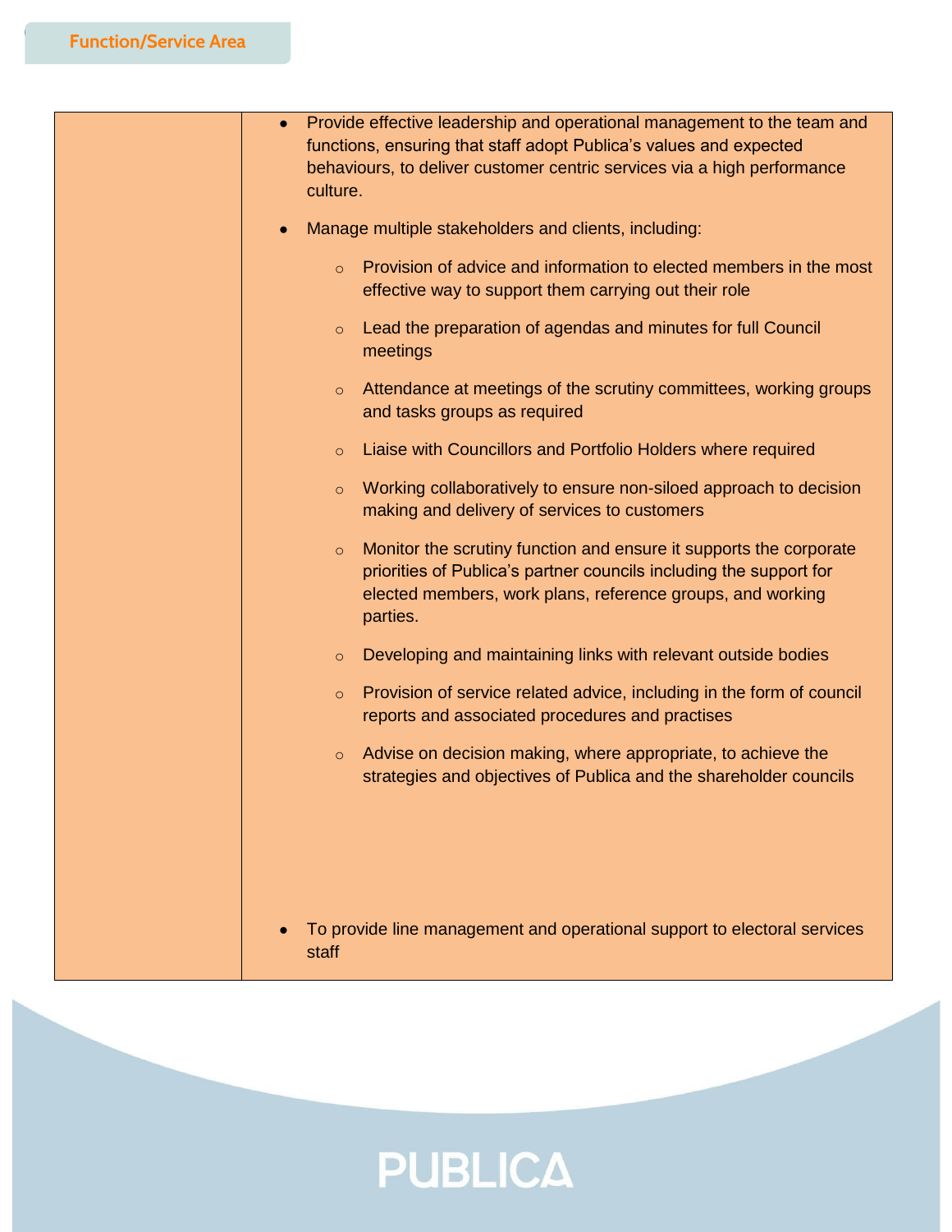**Function/Service Area**

| | |
|---|---|
| | • Provide effective leadership and operational management to the team and functions, ensuring that staff adopt Publica's values and expected behaviours, to deliver customer centric services via a high performance culture.<br><br>• Manage multiple stakeholders and clients, including:<br><br>&nbsp;&nbsp;&nbsp;&nbsp;○ Provision of advice and information to elected members in the most effective way to support them carrying out their role<br><br>&nbsp;&nbsp;&nbsp;&nbsp;○ Lead the preparation of agendas and minutes for full Council meetings<br><br>&nbsp;&nbsp;&nbsp;&nbsp;○ Attendance at meetings of the scrutiny committees, working groups and tasks groups as required<br><br>&nbsp;&nbsp;&nbsp;&nbsp;○ Liaise with Councillors and Portfolio Holders where required<br><br>&nbsp;&nbsp;&nbsp;&nbsp;○ Working collaboratively to ensure non-siloed approach to decision making and delivery of services to customers<br><br>&nbsp;&nbsp;&nbsp;&nbsp;○ Monitor the scrutiny function and ensure it supports the corporate priorities of Publica's partner councils including the support for elected members, work plans, reference groups, and working parties.<br><br>&nbsp;&nbsp;&nbsp;&nbsp;○ Developing and maintaining links with relevant outside bodies<br><br>&nbsp;&nbsp;&nbsp;&nbsp;○ Provision of service related advice, including in the form of council reports and associated procedures and practises<br><br>&nbsp;&nbsp;&nbsp;&nbsp;○ Advise on decision making, where appropriate, to achieve the strategies and objectives of Publica and the shareholder councils<br><br>• To provide line management and operational support to electoral services staff |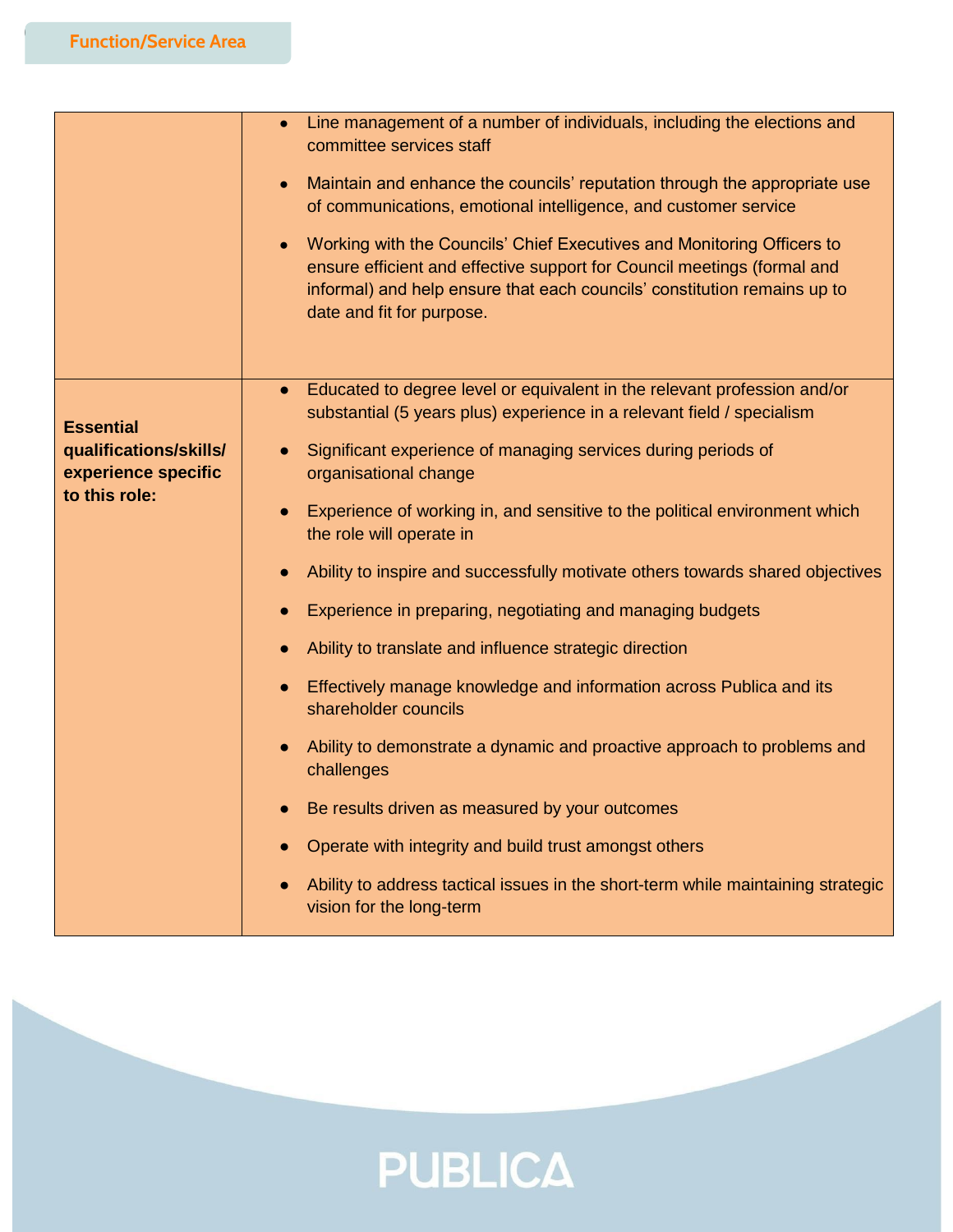| | |
|---|---|
| | • Line management of a number of individuals, including the elections and committee services staff<br>• Maintain and enhance the councils' reputation through the appropriate use of communications, emotional intelligence, and customer service<br>• Working with the Councils' Chief Executives and Monitoring Officers to ensure efficient and effective support for Council meetings (formal and informal) and help ensure that each councils' constitution remains up to date and fit for purpose. |
| **Essential qualifications/skills/ experience specific to this role:** | • Educated to degree level or equivalent in the relevant profession and/or substantial (5 years plus) experience in a relevant field / specialism<br>• Significant experience of managing services during periods of organisational change<br>• Experience of working in, and sensitive to the political environment which the role will operate in<br>• Ability to inspire and successfully motivate others towards shared objectives<br>• Experience in preparing, negotiating and managing budgets<br>• Ability to translate and influence strategic direction<br>• Effectively manage knowledge and information across Publica and its shareholder councils<br>• Ability to demonstrate a dynamic and proactive approach to problems and challenges<br>• Be results driven as measured by your outcomes<br>• Operate with integrity and build trust amongst others<br>• Ability to address tactical issues in the short-term while maintaining strategic vision for the long-term |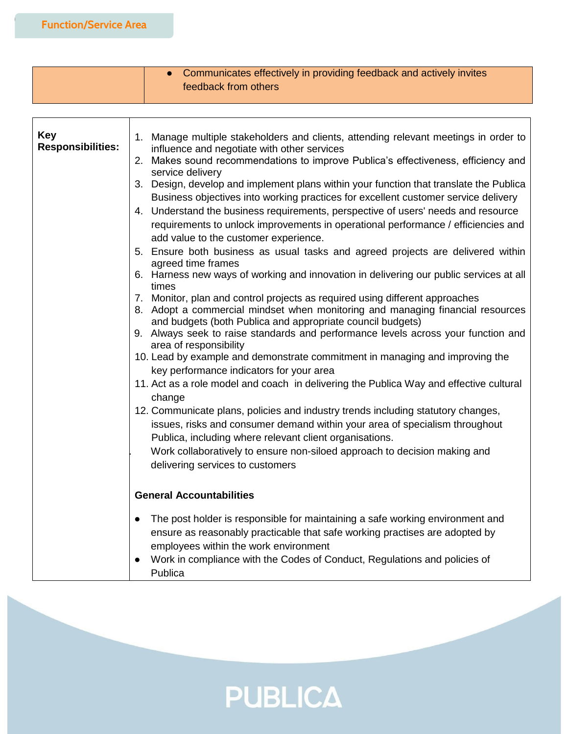## Function/Service Area

| | |
|---|---|
| | • Communicates effectively in providing feedback and actively invites feedback from others |

| | |
|---|---|
| **Key Responsibilities:** | 1. Manage multiple stakeholders and clients, attending relevant meetings in order to influence and negotiate with other services<br>2. Makes sound recommendations to improve Publica's effectiveness, efficiency and service delivery<br>3. Design, develop and implement plans within your function that translate the Publica Business objectives into working practices for excellent customer service delivery<br>4. Understand the business requirements, perspective of users' needs and resource requirements to unlock improvements in operational performance / efficiencies and add value to the customer experience.<br>5. Ensure both business as usual tasks and agreed projects are delivered within agreed time frames<br>6. Harness new ways of working and innovation in delivering our public services at all times<br>7. Monitor, plan and control projects as required using different approaches<br>8. Adopt a commercial mindset when monitoring and managing financial resources and budgets (both Publica and appropriate council budgets)<br>9. Always seek to raise standards and performance levels across your function and area of responsibility<br>10. Lead by example and demonstrate commitment in managing and improving the key performance indicators for your area<br>11. Act as a role model and coach in delivering the Publica Way and effective cultural change<br>12. Communicate plans, policies and industry trends including statutory changes, issues, risks and consumer demand within your area of specialism throughout Publica, including where relevant client organisations.<br>Work collaboratively to ensure non-siloed approach to decision making and delivering services to customers<br><br>**General Accountabilities**<br><br>• The post holder is responsible for maintaining a safe working environment and ensure as reasonably practicable that safe working practises are adopted by employees within the work environment<br>• Work in compliance with the Codes of Conduct, Regulations and policies of Publica |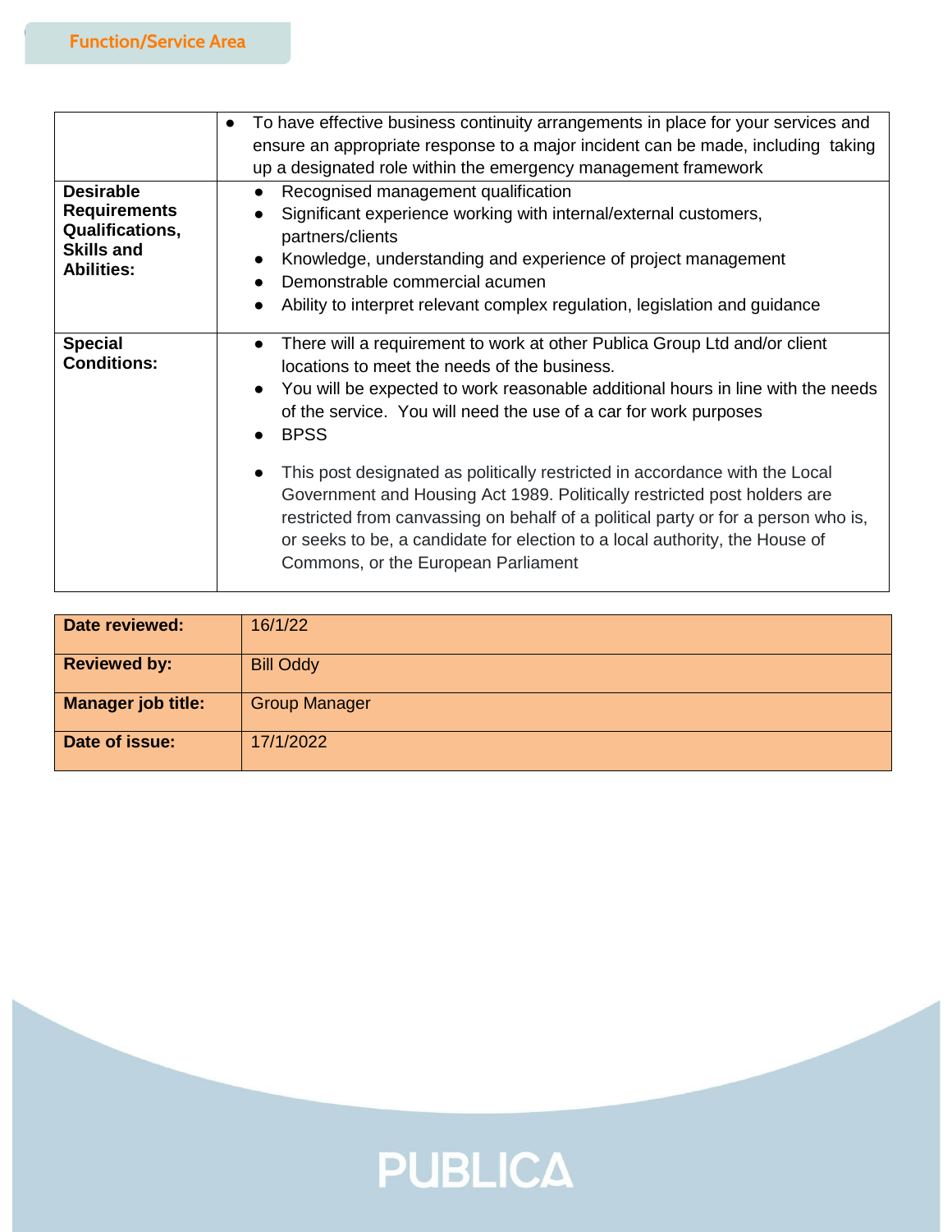Function/Service Area

| | |
|---|---|
| | ● To have effective business continuity arrangements in place for your services and ensure an appropriate response to a major incident can be made, including taking up a designated role within the emergency management framework |
| **Desirable Requirements Qualifications, Skills and Abilities:** | ● Recognised management qualification<br>● Significant experience working with internal/external customers, partners/clients<br>● Knowledge, understanding and experience of project management<br>● Demonstrable commercial acumen<br>● Ability to interpret relevant complex regulation, legislation and guidance |
| **Special Conditions:** | ● There will a requirement to work at other Publica Group Ltd and/or client locations to meet the needs of the business.<br>● You will be expected to work reasonable additional hours in line with the needs of the service. You will need the use of a car for work purposes<br>● BPSS<br>● This post designated as politically restricted in accordance with the Local Government and Housing Act 1989. Politically restricted post holders are restricted from canvassing on behalf of a political party or for a person who is, or seeks to be, a candidate for election to a local authority, the House of Commons, or the European Parliament |

| | |
|---|---|
| **Date reviewed:** | 16/1/22 |
| **Reviewed by:** | Bill Oddy |
| **Manager job title:** | Group Manager |
| **Date of issue:** | 17/1/2022 |

PUBLICA